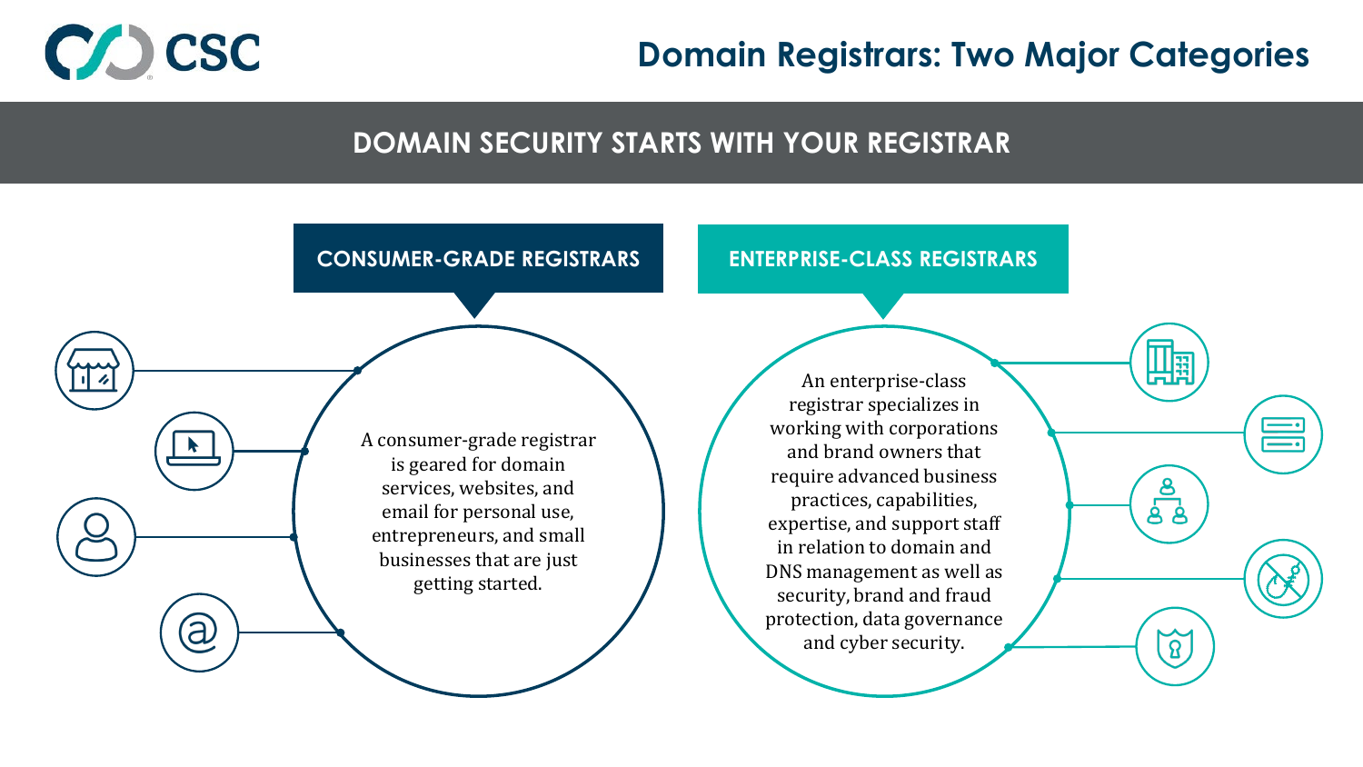# Domain Registrars: Two Major Categories

## DOMAIN SECURITY STARTS WITH YOUR REGISTRAR

### CONSUMER-GRADE REGISTRARS

A consumer-grade registrar is geared for domain services, websites, and email for personal use, entrepreneurs, and small businesses that are just getting started.

### ENTERPRISE-CLASS REGISTRARS

An enterprise-class registrar specializes in working with corporations and brand owners that require advanced business practices, capabilities, expertise, and support staff in relation to domain and DNS management as well as security, brand and fraud protection, data governance and cyber security.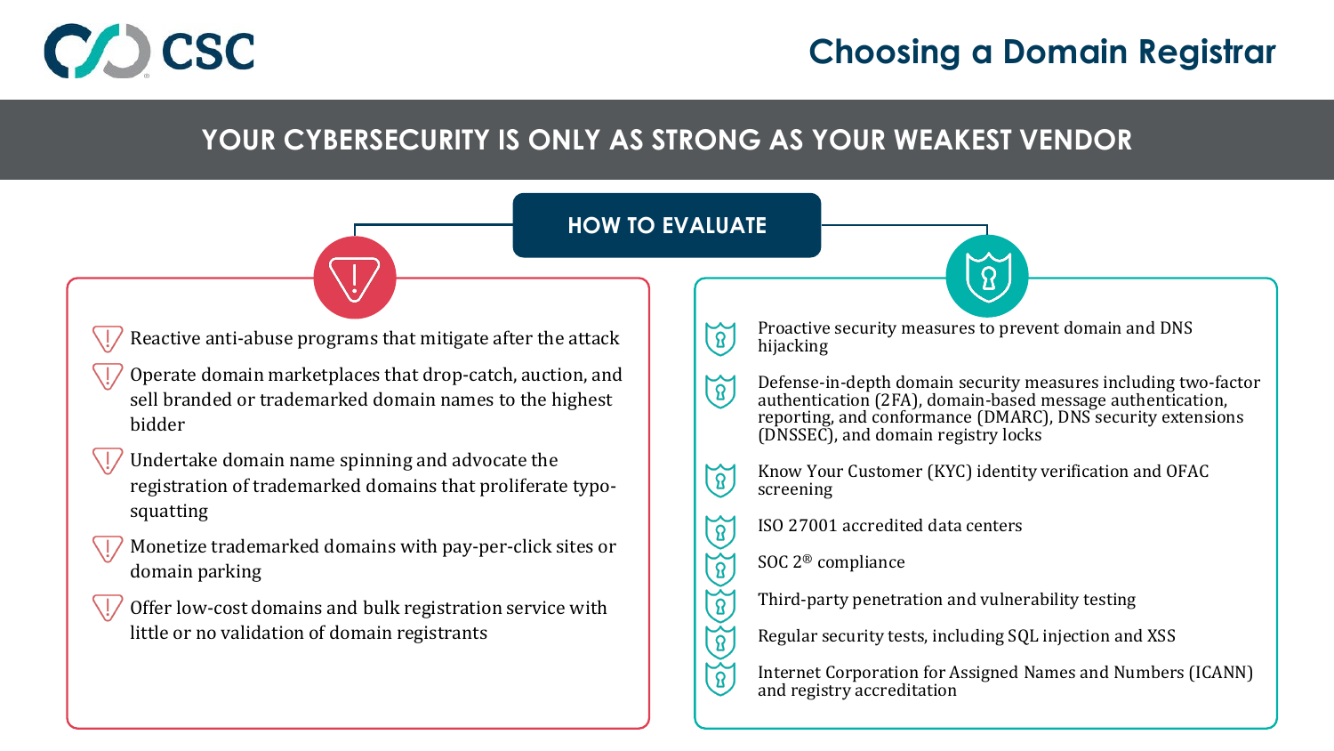# Choosing a Domain Registrar

## YOUR CYBERSECURITY IS ONLY AS STRONG AS YOUR WEAKEST VENDOR

### HOW TO EVALUATE

- Reactive anti-abuse programs that mitigate after the attack
- Operate domain marketplaces that drop-catch, auction, and sell branded or trademarked domain names to the highest bidder
- Undertake domain name spinning and advocate the registration of trademarked domains that proliferate typo-squatting
- Monetize trademarked domains with pay-per-click sites or domain parking
- Offer low-cost domains and bulk registration service with little or no validation of domain registrants

- Proactive security measures to prevent domain and DNS hijacking
- Defense-in-depth domain security measures including two-factor authentication (2FA), domain-based message authentication, reporting, and conformance (DMARC), DNS security extensions (DNSSEC), and domain registry locks
- Know Your Customer (KYC) identity verification and OFAC screening
- ISO 27001 accredited data centers
- SOC 2® compliance
- Third-party penetration and vulnerability testing
- Regular security tests, including SQL injection and XSS
- Internet Corporation for Assigned Names and Numbers (ICANN) and registry accreditation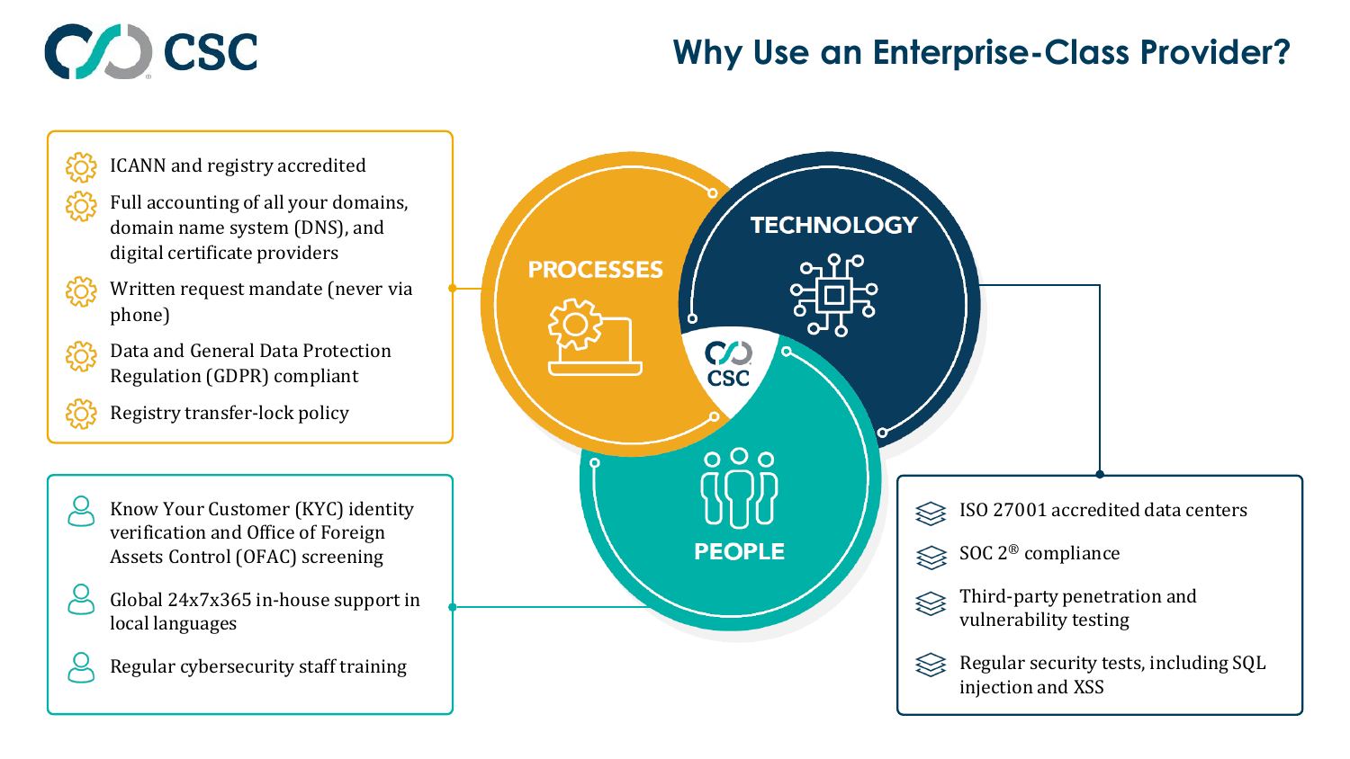# Why Use an Enterprise-Class Provider?

## PROCESSES

- ICANN and registry accredited
- Full accounting of all your domains, domain name system (DNS), and digital certificate providers
- Written request mandate (never via phone)
- Data and General Data Protection Regulation (GDPR) compliant
- Registry transfer-lock policy

## TECHNOLOGY

- ISO 27001 accredited data centers
- SOC 2® compliance
- Third-party penetration and vulnerability testing
- Regular security tests, including SQL injection and XSS

## PEOPLE

- Know Your Customer (KYC) identity verification and Office of Foreign Assets Control (OFAC) screening
- Global 24x7x365 in-house support in local languages
- Regular cybersecurity staff training